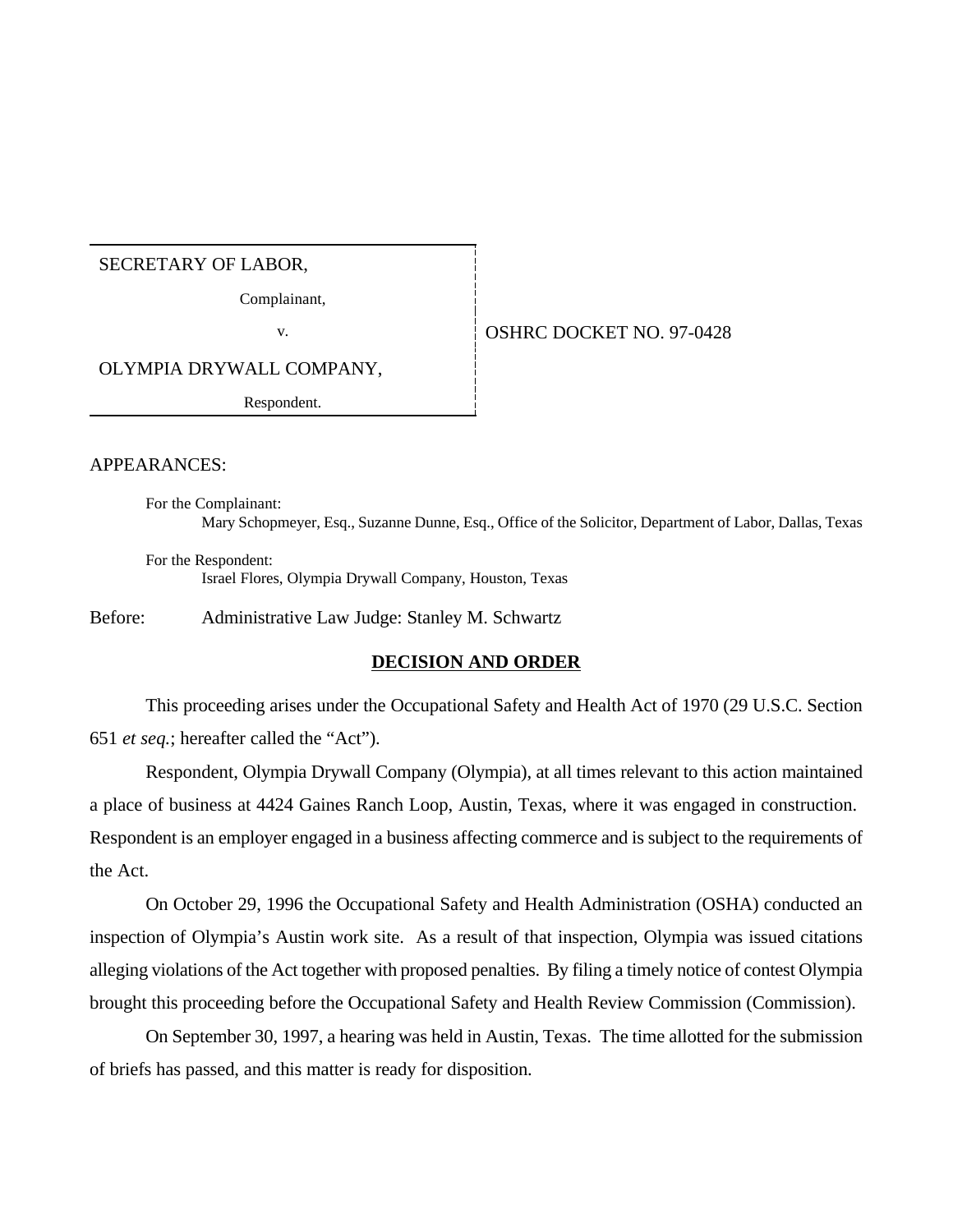SECRETARY OF LABOR,

Complainant,

v.

OLYMPIA DRYWALL COMPANY,

Respondent.

OSHRC DOCKET NO. 97-0428

APPEARANCES:

For the Complainant:
Mary Schopmeyer, Esq., Suzanne Dunne, Esq., Office of the Solicitor, Department of Labor, Dallas, Texas

For the Respondent:
Israel Flores, Olympia Drywall Company, Houston, Texas

Before: Administrative Law Judge: Stanley M. Schwartz

## **DECISION AND ORDER**

This proceeding arises under the Occupational Safety and Health Act of 1970 (29 U.S.C. Section 651 *et seq.*; hereafter called the "Act").

Respondent, Olympia Drywall Company (Olympia), at all times relevant to this action maintained a place of business at 4424 Gaines Ranch Loop, Austin, Texas, where it was engaged in construction. Respondent is an employer engaged in a business affecting commerce and is subject to the requirements of the Act.

On October 29, 1996 the Occupational Safety and Health Administration (OSHA) conducted an inspection of Olympia's Austin work site. As a result of that inspection, Olympia was issued citations alleging violations of the Act together with proposed penalties. By filing a timely notice of contest Olympia brought this proceeding before the Occupational Safety and Health Review Commission (Commission).

On September 30, 1997, a hearing was held in Austin, Texas. The time allotted for the submission of briefs has passed, and this matter is ready for disposition.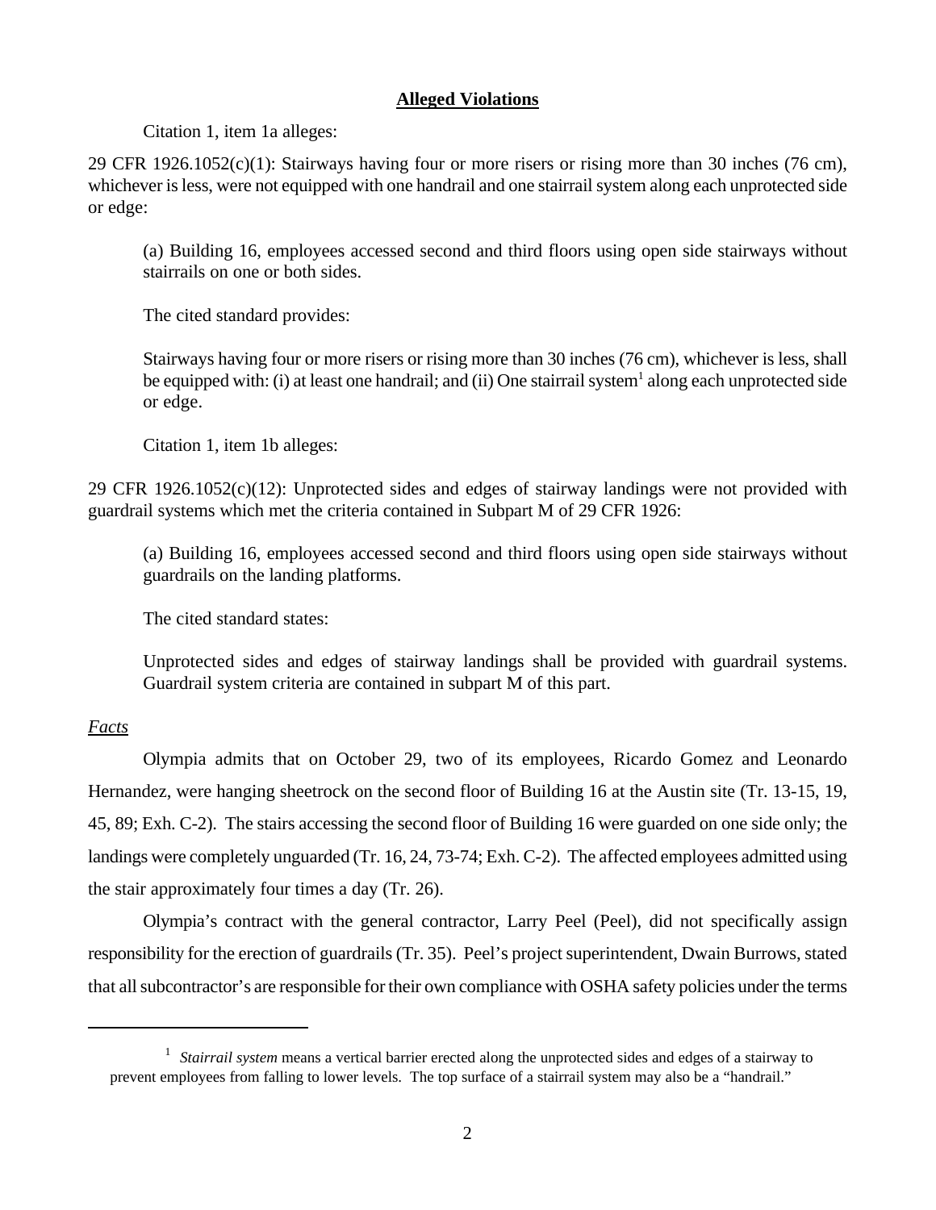## Alleged Violations

Citation 1, item 1a alleges:

29 CFR 1926.1052(c)(1): Stairways having four or more risers or rising more than 30 inches (76 cm), whichever is less, were not equipped with one handrail and one stairrail system along each unprotected side or edge:

> (a) Building 16, employees accessed second and third floors using open side stairways without stairrails on one or both sides.
>
> The cited standard provides:
>
> Stairways having four or more risers or rising more than 30 inches (76 cm), whichever is less, shall be equipped with: (i) at least one handrail; and (ii) One stairrail system[1] along each unprotected side or edge.
>
> Citation 1, item 1b alleges:

29 CFR 1926.1052(c)(12): Unprotected sides and edges of stairway landings were not provided with guardrail systems which met the criteria contained in Subpart M of 29 CFR 1926:

> (a) Building 16, employees accessed second and third floors using open side stairways without guardrails on the landing platforms.
>
> The cited standard states:
>
> Unprotected sides and edges of stairway landings shall be provided with guardrail systems. Guardrail system criteria are contained in subpart M of this part.

*Facts*

Olympia admits that on October 29, two of its employees, Ricardo Gomez and Leonardo Hernandez, were hanging sheetrock on the second floor of Building 16 at the Austin site (Tr. 13-15, 19, 45, 89; Exh. C-2). The stairs accessing the second floor of Building 16 were guarded on one side only; the landings were completely unguarded (Tr. 16, 24, 73-74; Exh. C-2). The affected employees admitted using the stair approximately four times a day (Tr. 26).

Olympia's contract with the general contractor, Larry Peel (Peel), did not specifically assign responsibility for the erection of guardrails (Tr. 35). Peel's project superintendent, Dwain Burrows, stated that all subcontractor's are responsible for their own compliance with OSHA safety policies under the terms

[1] *Stairrail system* means a vertical barrier erected along the unprotected sides and edges of a stairway to prevent employees from falling to lower levels. The top surface of a stairrail system may also be a "handrail."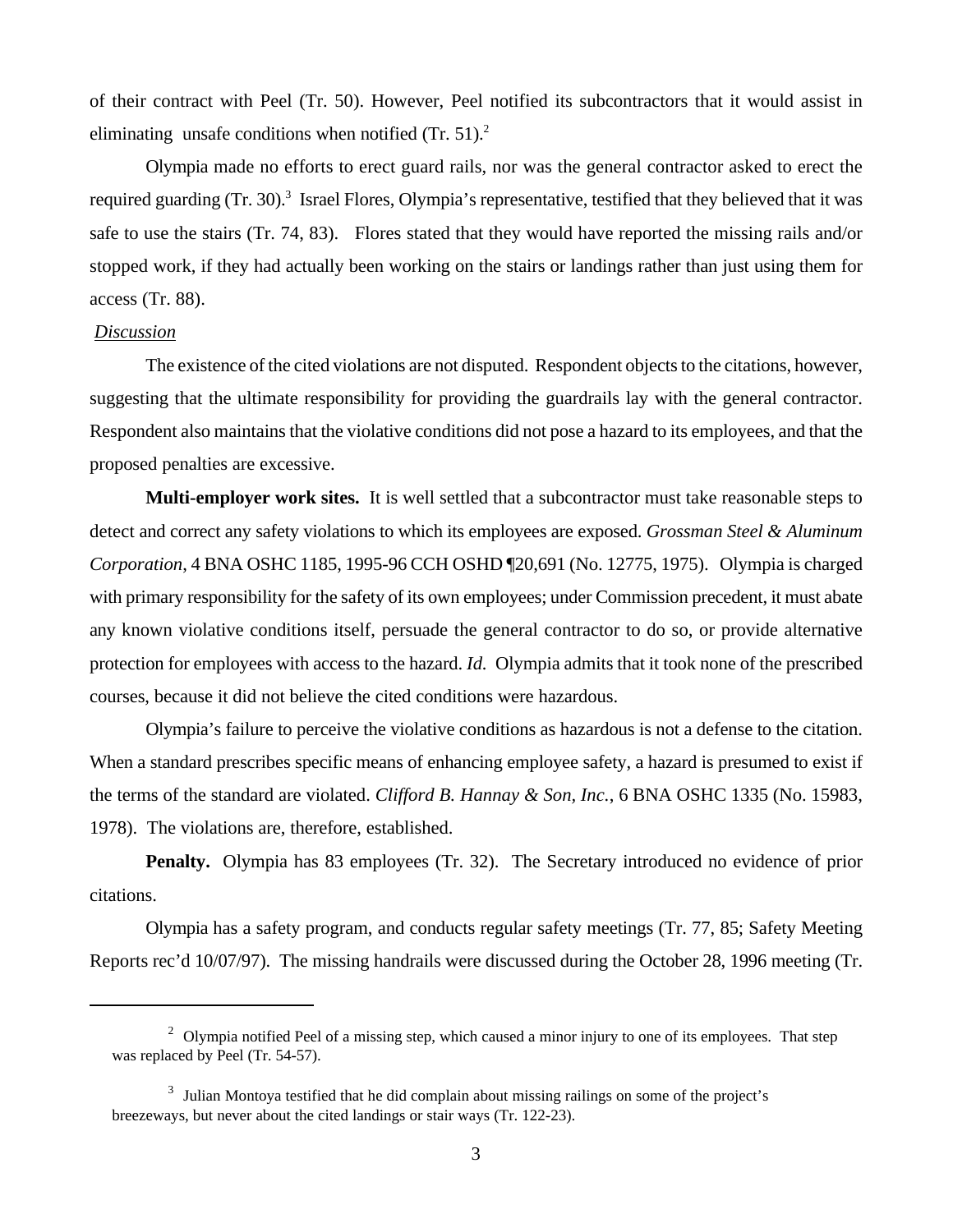of their contract with Peel (Tr. 50). However, Peel notified its subcontractors that it would assist in eliminating unsafe conditions when notified (Tr. 51).[2]

Olympia made no efforts to erect guard rails, nor was the general contractor asked to erect the required guarding (Tr. 30).[3] Israel Flores, Olympia's representative, testified that they believed that it was safe to use the stairs (Tr. 74, 83). Flores stated that they would have reported the missing rails and/or stopped work, if they had actually been working on the stairs or landings rather than just using them for access (Tr. 88).

*Discussion*

The existence of the cited violations are not disputed. Respondent objects to the citations, however, suggesting that the ultimate responsibility for providing the guardrails lay with the general contractor. Respondent also maintains that the violative conditions did not pose a hazard to its employees, and that the proposed penalties are excessive.

**Multi-employer work sites.** It is well settled that a subcontractor must take reasonable steps to detect and correct any safety violations to which its employees are exposed. *Grossman Steel & Aluminum Corporation*, 4 BNA OSHC 1185, 1995-96 CCH OSHD ¶20,691 (No. 12775, 1975). Olympia is charged with primary responsibility for the safety of its own employees; under Commission precedent, it must abate any known violative conditions itself, persuade the general contractor to do so, or provide alternative protection for employees with access to the hazard. *Id.* Olympia admits that it took none of the prescribed courses, because it did not believe the cited conditions were hazardous.

Olympia's failure to perceive the violative conditions as hazardous is not a defense to the citation. When a standard prescribes specific means of enhancing employee safety, a hazard is presumed to exist if the terms of the standard are violated. *Clifford B. Hannay & Son, Inc.*, 6 BNA OSHC 1335 (No. 15983, 1978). The violations are, therefore, established.

**Penalty.** Olympia has 83 employees (Tr. 32). The Secretary introduced no evidence of prior citations.

Olympia has a safety program, and conducts regular safety meetings (Tr. 77, 85; Safety Meeting Reports rec'd 10/07/97). The missing handrails were discussed during the October 28, 1996 meeting (Tr.

---

[2] Olympia notified Peel of a missing step, which caused a minor injury to one of its employees. That step was replaced by Peel (Tr. 54-57).

[3] Julian Montoya testified that he did complain about missing railings on some of the project's breezeways, but never about the cited landings or stair ways (Tr. 122-23).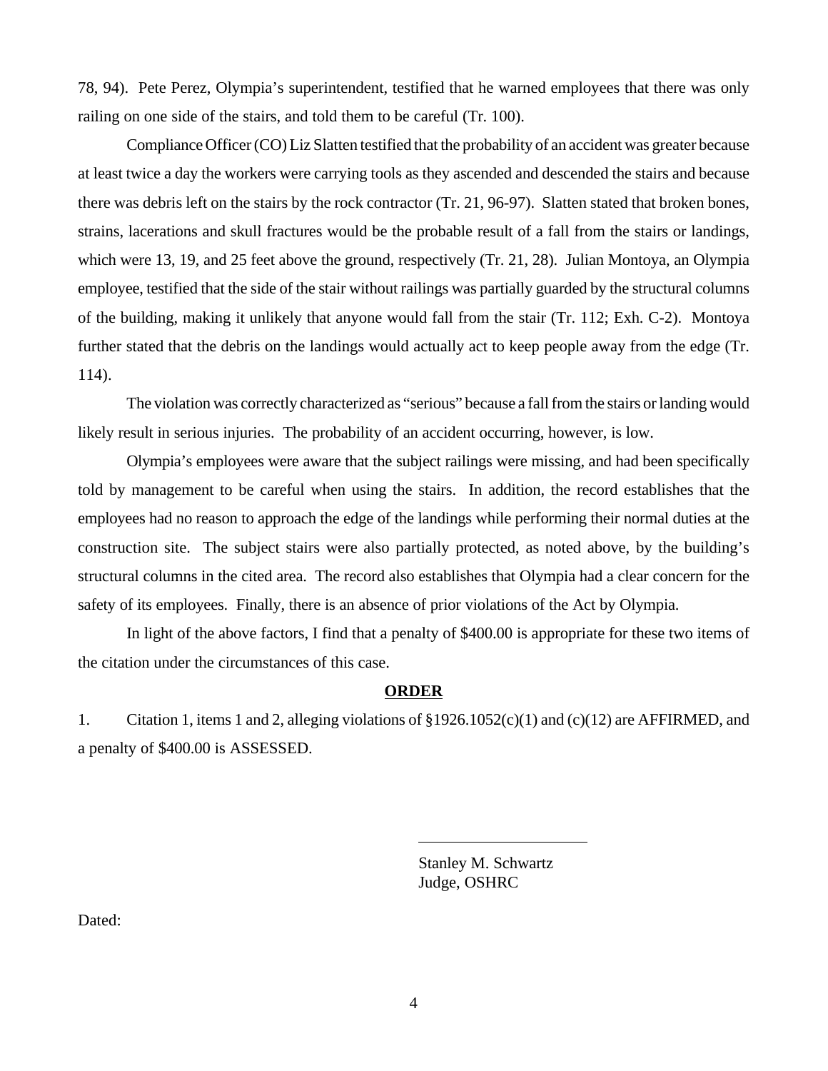78, 94). Pete Perez, Olympia's superintendent, testified that he warned employees that there was only railing on one side of the stairs, and told them to be careful (Tr. 100).

Compliance Officer (CO) Liz Slatten testified that the probability of an accident was greater because at least twice a day the workers were carrying tools as they ascended and descended the stairs and because there was debris left on the stairs by the rock contractor (Tr. 21, 96-97). Slatten stated that broken bones, strains, lacerations and skull fractures would be the probable result of a fall from the stairs or landings, which were 13, 19, and 25 feet above the ground, respectively (Tr. 21, 28). Julian Montoya, an Olympia employee, testified that the side of the stair without railings was partially guarded by the structural columns of the building, making it unlikely that anyone would fall from the stair (Tr. 112; Exh. C-2). Montoya further stated that the debris on the landings would actually act to keep people away from the edge (Tr. 114).

The violation was correctly characterized as "serious" because a fall from the stairs or landing would likely result in serious injuries. The probability of an accident occurring, however, is low.

Olympia's employees were aware that the subject railings were missing, and had been specifically told by management to be careful when using the stairs. In addition, the record establishes that the employees had no reason to approach the edge of the landings while performing their normal duties at the construction site. The subject stairs were also partially protected, as noted above, by the building's structural columns in the cited area. The record also establishes that Olympia had a clear concern for the safety of its employees. Finally, there is an absence of prior violations of the Act by Olympia.

In light of the above factors, I find that a penalty of $400.00 is appropriate for these two items of the citation under the circumstances of this case.

**ORDER**

1. Citation 1, items 1 and 2, alleging violations of §1926.1052(c)(1) and (c)(12) are AFFIRMED, and a penalty of $400.00 is ASSESSED.

Stanley M. Schwartz
Judge, OSHRC

Dated: